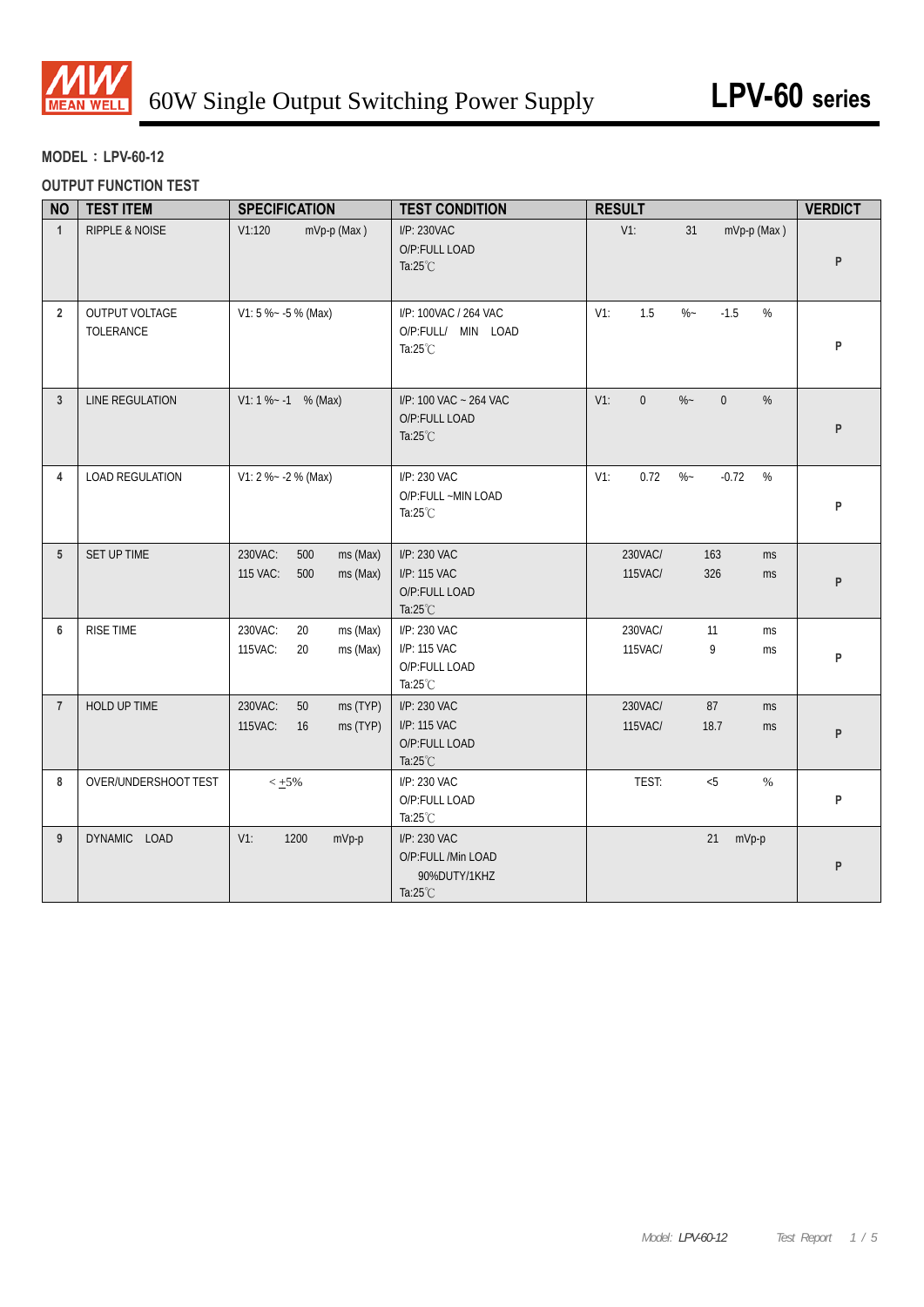# 60W Single Output Switching Power Supply

## LPV-60 series

**MODEL：LPV-60-12**

**OUTPUT FUNCTION TEST**

| NO | TEST ITEM | SPECIFICATION | TEST CONDITION | RESULT | VERDICT |
|---|---|---|---|---|---|
| 1 | RIPPLE & NOISE | V1:120 mVp-p (Max ) | I/P: 230VAC<br>O/P:FULL LOAD<br>Ta:25℃ | V1: 31 mVp-p (Max ) | P |
| 2 | OUTPUT VOLTAGE TOLERANCE | V1: 5 %~ -5 % (Max) | I/P: 100VAC / 264 VAC<br>O/P:FULL/ MIN LOAD<br>Ta:25℃ | V1: 1.5 %~ -1.5 % | P |
| 3 | LINE REGULATION | V1: 1 %~ -1 % (Max) | I/P: 100 VAC ~ 264 VAC<br>O/P:FULL LOAD<br>Ta:25℃ | V1: 0 %~ 0 % | P |
| 4 | LOAD REGULATION | V1: 2 %~ -2 % (Max) | I/P: 230 VAC<br>O/P:FULL ~MIN LOAD<br>Ta:25℃ | V1: 0.72 %~ -0.72 % | P |
| 5 | SET UP TIME | 230VAC: 500 ms (Max)<br>115 VAC: 500 ms (Max) | I/P: 230 VAC<br>I/P: 115 VAC<br>O/P:FULL LOAD<br>Ta:25℃ | 230VAC/ 163 ms<br>115VAC/ 326 ms | P |
| 6 | RISE TIME | 230VAC: 20 ms (Max)<br>115VAC: 20 ms (Max) | I/P: 230 VAC<br>I/P: 115 VAC<br>O/P:FULL LOAD<br>Ta:25℃ | 230VAC/ 11 ms<br>115VAC/ 9 ms | P |
| 7 | HOLD UP TIME | 230VAC: 50 ms (TYP)<br>115VAC: 16 ms (TYP) | I/P: 230 VAC<br>I/P: 115 VAC<br>O/P:FULL LOAD<br>Ta:25℃ | 230VAC/ 87 ms<br>115VAC/ 18.7 ms | P |
| 8 | OVER/UNDERSHOOT TEST | < ±5% | I/P: 230 VAC<br>O/P:FULL LOAD<br>Ta:25℃ | TEST: <5 % | P |
| 9 | DYNAMIC LOAD | V1: 1200 mVp-p | I/P: 230 VAC<br>O/P:FULL /Min LOAD<br>90%DUTY/1KHZ<br>Ta:25℃ | 21 mVp-p | P |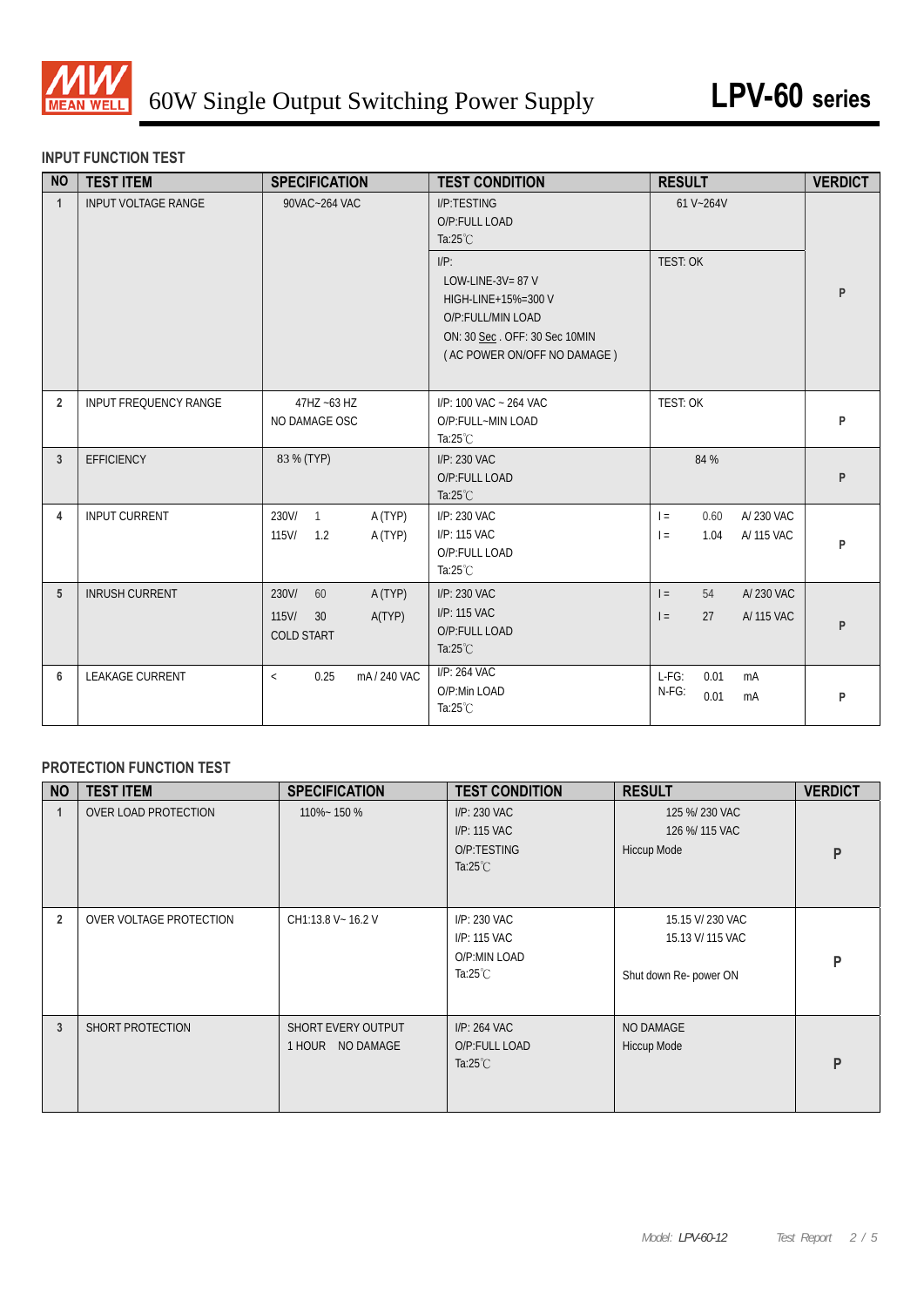# 60W Single Output Switching Power Supply — LPV-60 series

## INPUT FUNCTION TEST

| NO | TEST ITEM | SPECIFICATION | TEST CONDITION | RESULT | VERDICT |
|---|---|---|---|---|---|
| 1 | INPUT VOLTAGE RANGE | 90VAC~264 VAC | I/P:TESTING<br>O/P:FULL LOAD<br>Ta:25℃ | 61 V~264V | P |
| | | | I/P:<br>LOW-LINE-3V= 87 V<br>HIGH-LINE+15%=300 V<br>O/P:FULL/MIN LOAD<br>ON: 30 Sec . OFF: 30 Sec 10MIN<br>( AC POWER ON/OFF NO DAMAGE ) | TEST: OK | |
| 2 | INPUT FREQUENCY RANGE | 47HZ ~63 HZ<br>NO DAMAGE OSC | I/P: 100 VAC ~ 264 VAC<br>O/P:FULL~MIN LOAD<br>Ta:25℃ | TEST: OK | P |
| 3 | EFFICIENCY | 83 % (TYP) | I/P: 230 VAC<br>O/P:FULL LOAD<br>Ta:25℃ | 84 % | P |
| 4 | INPUT CURRENT | 230V/ 1 A (TYP)<br>115V/ 1.2 A (TYP) | I/P: 230 VAC<br>I/P: 115 VAC<br>O/P:FULL LOAD<br>Ta:25℃ | I = 0.60 A/ 230 VAC<br>I = 1.04 A/ 115 VAC | P |
| 5 | INRUSH CURRENT | 230V/ 60 A (TYP)<br>115V/ 30 A(TYP)<br>COLD START | I/P: 230 VAC<br>I/P: 115 VAC<br>O/P:FULL LOAD<br>Ta:25℃ | I = 54 A/ 230 VAC<br>I = 27 A/ 115 VAC | P |
| 6 | LEAKAGE CURRENT | < 0.25 mA / 240 VAC | I/P: 264 VAC<br>O/P:Min LOAD<br>Ta:25℃ | L-FG: 0.01 mA<br>N-FG: 0.01 mA | P |

## PROTECTION FUNCTION TEST

| NO | TEST ITEM | SPECIFICATION | TEST CONDITION | RESULT | VERDICT |
|---|---|---|---|---|---|
| 1 | OVER LOAD PROTECTION | 110%~ 150 % | I/P: 230 VAC<br>I/P: 115 VAC<br>O/P:TESTING<br>Ta:25℃ | 125 %/ 230 VAC<br>126 %/ 115 VAC<br>Hiccup Mode | P |
| 2 | OVER VOLTAGE PROTECTION | CH1:13.8 V~ 16.2 V | I/P: 230 VAC<br>I/P: 115 VAC<br>O/P:MIN LOAD<br>Ta:25℃ | 15.15 V/ 230 VAC<br>15.13 V/ 115 VAC<br>Shut down Re- power ON | P |
| 3 | SHORT PROTECTION | SHORT EVERY OUTPUT<br>1 HOUR NO DAMAGE | I/P: 264 VAC<br>O/P:FULL LOAD<br>Ta:25℃ | NO DAMAGE<br>Hiccup Mode | P |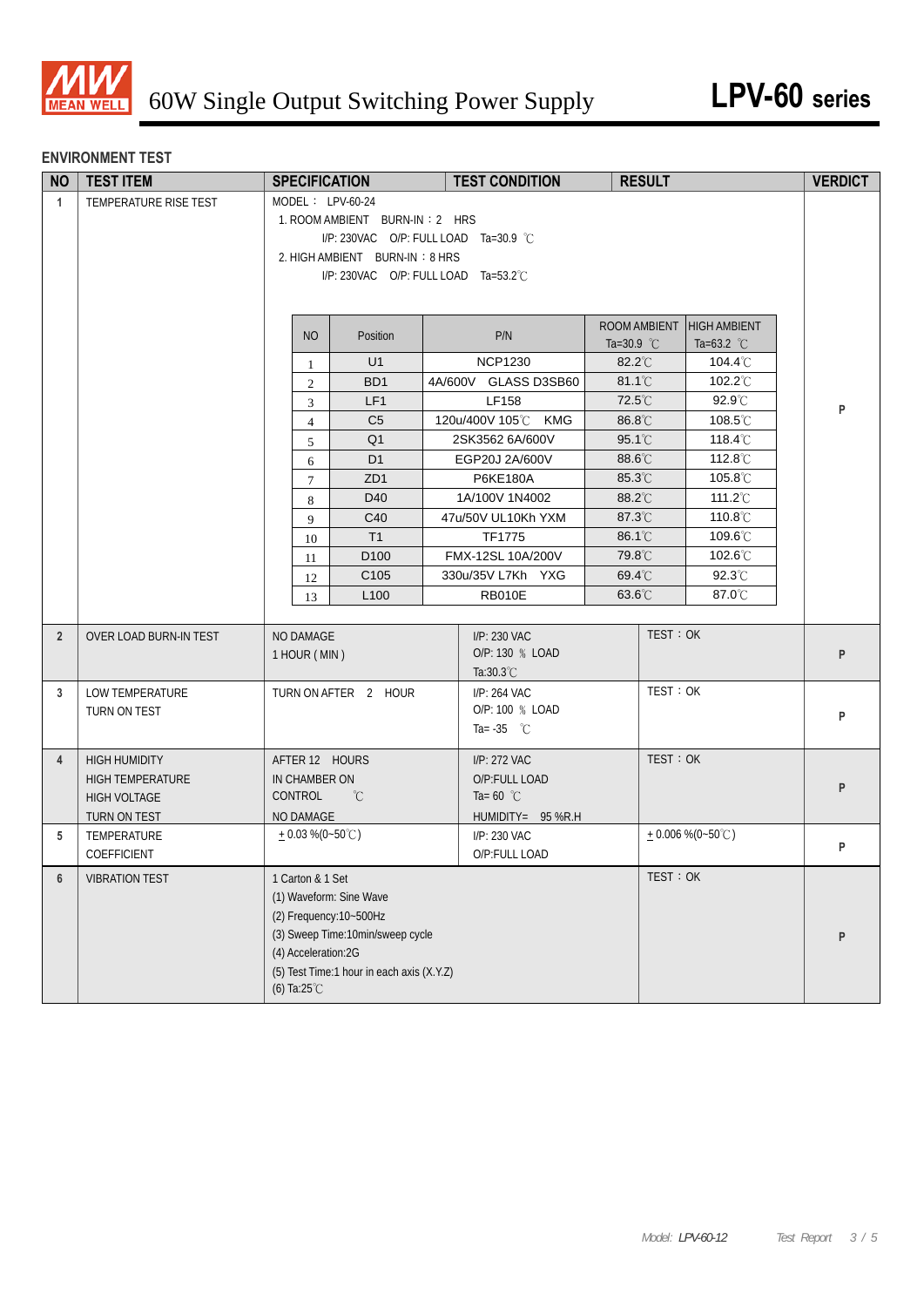## ENVIRONMENT TEST

| NO | TEST ITEM | SPECIFICATION | TEST CONDITION | RESULT | VERDICT |
|---|---|---|---|---|---|
| 1 | TEMPERATURE RISE TEST | MODEL： LPV-60-24<br>1. ROOM AMBIENT BURN-IN：2 HRS<br>I/P: 230VAC O/P: FULL LOAD Ta=30.9 ℃<br>2. HIGH AMBIENT BURN-IN：8 HRS<br>I/P: 230VAC O/P: FULL LOAD Ta=53.2℃ | | | P |

| NO | Position | P/N | ROOM AMBIENT Ta=30.9 ℃ | HIGH AMBIENT Ta=63.2 ℃ |
|---|---|---|---|---|
| 1 | U1 | NCP1230 | 82.2℃ | 104.4℃ |
| 2 | BD1 | 4A/600V GLASS D3SB60 | 81.1℃ | 102.2℃ |
| 3 | LF1 | LF158 | 72.5℃ | 92.9℃ |
| 4 | C5 | 120u/400V 105℃ KMG | 86.8℃ | 108.5℃ |
| 5 | Q1 | 2SK3562 6A/600V | 95.1℃ | 118.4℃ |
| 6 | D1 | EGP20J 2A/600V | 88.6℃ | 112.8℃ |
| 7 | ZD1 | P6KE180A | 85.3℃ | 105.8℃ |
| 8 | D40 | 1A/100V 1N4002 | 88.2℃ | 111.2℃ |
| 9 | C40 | 47u/50V UL10Kh YXM | 87.3℃ | 110.8℃ |
| 10 | T1 | TF1775 | 86.1℃ | 109.6℃ |
| 11 | D100 | FMX-12SL 10A/200V | 79.8℃ | 102.6℃ |
| 12 | C105 | 330u/35V L7Kh YXG | 69.4℃ | 92.3℃ |
| 13 | L100 | RB010E | 63.6℃ | 87.0℃ |

| NO | TEST ITEM | SPECIFICATION | TEST CONDITION | RESULT | VERDICT |
|---|---|---|---|---|---|
| 2 | OVER LOAD BURN-IN TEST | NO DAMAGE<br>1 HOUR ( MIN ) | I/P: 230 VAC<br>O/P: 130 ％ LOAD<br>Ta:30.3℃ | TEST：OK | P |
| 3 | LOW TEMPERATURE TURN ON TEST | TURN ON AFTER 2 HOUR | I/P: 264 VAC<br>O/P: 100 ％ LOAD<br>Ta= -35 ℃ | TEST：OK | P |
| 4 | HIGH HUMIDITY HIGH TEMPERATURE HIGH VOLTAGE TURN ON TEST | AFTER 12 HOURS<br>IN CHAMBER ON<br>CONTROL ℃<br>NO DAMAGE | I/P: 272 VAC<br>O/P:FULL LOAD<br>Ta= 60 ℃<br>HUMIDITY= 95 %R.H | TEST：OK | P |
| 5 | TEMPERATURE COEFFICIENT | ± 0.03 %(0~50℃) | I/P: 230 VAC<br>O/P:FULL LOAD | ± 0.006 %(0~50℃) | P |
| 6 | VIBRATION TEST | 1 Carton & 1 Set<br>(1) Waveform: Sine Wave<br>(2) Frequency:10~500Hz<br>(3) Sweep Time:10min/sweep cycle<br>(4) Acceleration:2G<br>(5) Test Time:1 hour in each axis (X.Y.Z)<br>(6) Ta:25℃ | | TEST：OK | P |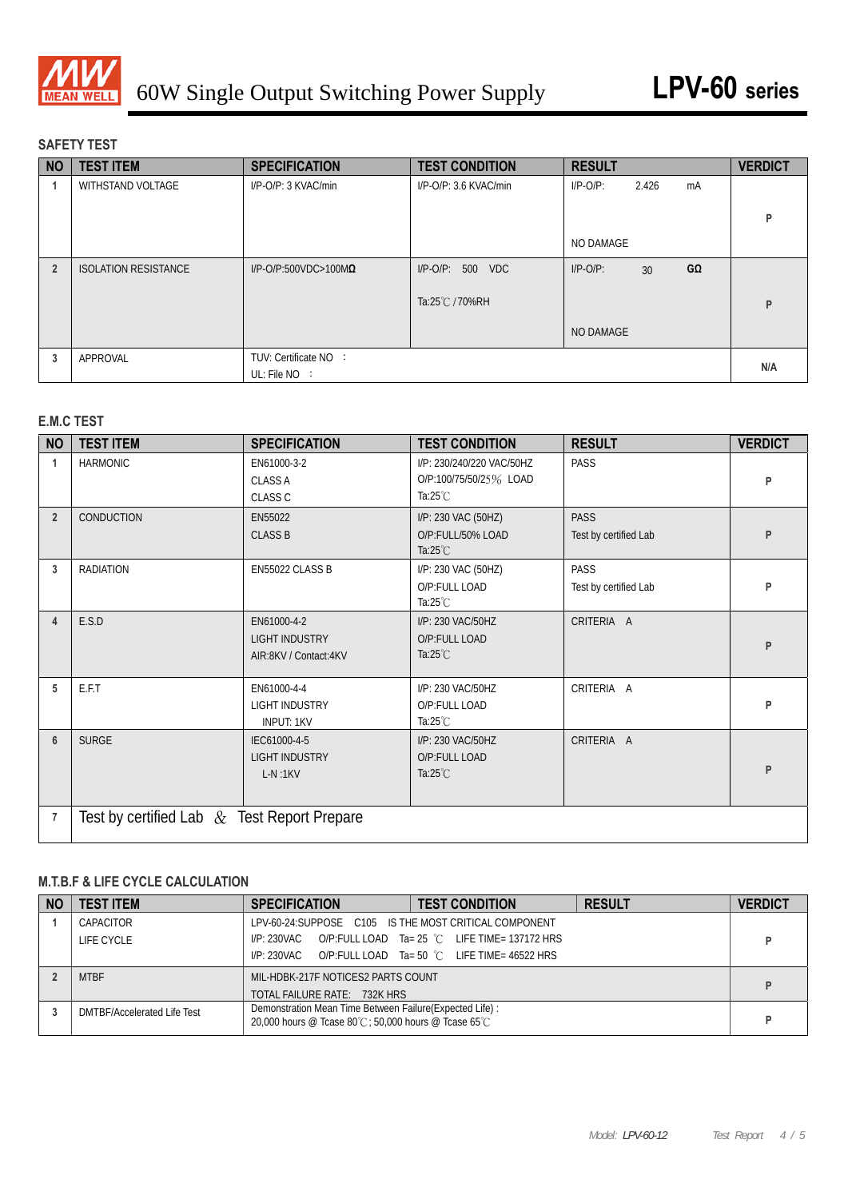# 60W Single Output Switching Power Supply — LPV-60 series

## SAFETY TEST

| NO | TEST ITEM | SPECIFICATION | TEST CONDITION | RESULT | VERDICT |
|---|---|---|---|---|---|
| 1 | WITHSTAND VOLTAGE | I/P-O/P: 3 KVAC/min | I/P-O/P: 3.6 KVAC/min | I/P-O/P: 2.426 mA<br>NO DAMAGE | P |
| 2 | ISOLATION RESISTANCE | I/P-O/P:500VDC>100MΩ | I/P-O/P: 500 VDC<br>Ta:25℃ / 70%RH | I/P-O/P: 30 GΩ<br>NO DAMAGE | P |
| 3 | APPROVAL | TUV: Certificate NO :<br>UL: File NO : | | | N/A |

## E.M.C TEST

| NO | TEST ITEM | SPECIFICATION | TEST CONDITION | RESULT | VERDICT |
|---|---|---|---|---|---|
| 1 | HARMONIC | EN61000-3-2<br>CLASS A<br>CLASS C | I/P: 230/240/220 VAC/50HZ<br>O/P:100/75/50/25% LOAD<br>Ta:25℃ | PASS | P |
| 2 | CONDUCTION | EN55022<br>CLASS B | I/P: 230 VAC (50HZ)<br>O/P:FULL/50% LOAD<br>Ta:25℃ | PASS<br>Test by certified Lab | P |
| 3 | RADIATION | EN55022 CLASS B | I/P: 230 VAC (50HZ)<br>O/P:FULL LOAD<br>Ta:25℃ | PASS<br>Test by certified Lab | P |
| 4 | E.S.D | EN61000-4-2<br>LIGHT INDUSTRY<br>AIR:8KV / Contact:4KV | I/P: 230 VAC/50HZ<br>O/P:FULL LOAD<br>Ta:25℃ | CRITERIA A | P |
| 5 | E.F.T | EN61000-4-4<br>LIGHT INDUSTRY<br>INPUT: 1KV | I/P: 230 VAC/50HZ<br>O/P:FULL LOAD<br>Ta:25℃ | CRITERIA A | P |
| 6 | SURGE | IEC61000-4-5<br>LIGHT INDUSTRY<br>L-N :1KV | I/P: 230 VAC/50HZ<br>O/P:FULL LOAD<br>Ta:25℃ | CRITERIA A | P |
| 7 | Test by certified Lab & Test Report Prepare | | | | |

## M.T.B.F & LIFE CYCLE CALCULATION

| NO | TEST ITEM | SPECIFICATION | TEST CONDITION | RESULT | VERDICT |
|---|---|---|---|---|---|
| 1 | CAPACITOR<br>LIFE CYCLE | LPV-60-24:SUPPOSE C105 IS THE MOST CRITICAL COMPONENT<br>I/P: 230VAC O/P:FULL LOAD Ta= 25 ℃ LIFE TIME= 137172 HRS<br>I/P: 230VAC O/P:FULL LOAD Ta= 50 ℃ LIFE TIME= 46522 HRS | | | P |
| 2 | MTBF | MIL-HDBK-217F NOTICES2 PARTS COUNT<br>TOTAL FAILURE RATE: 732K HRS | | | P |
| 3 | DMTBF/Accelerated Life Test | Demonstration Mean Time Between Failure(Expected Life) :<br>20,000 hours @ Tcase 80℃ ; 50,000 hours @ Tcase 65℃ | | | P |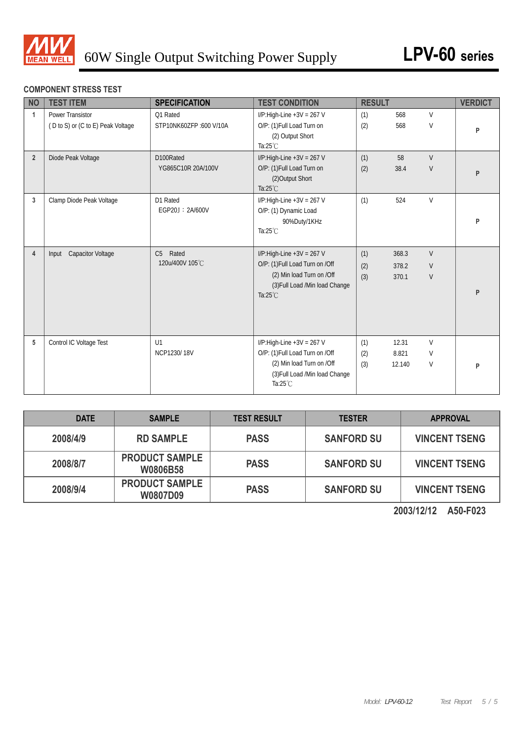## COMPONENT STRESS TEST

| NO | TEST ITEM | SPECIFICATION | TEST CONDITION | RESULT | | | VERDICT |
|---|---|---|---|---|---|---|---|
| 1 | Power Transistor<br>( D to S) or (C to E) Peak Voltage | Q1 Rated<br>STP10NK60ZFP :600 V/10A | I/P:High-Line +3V = 267 V<br>O/P: (1)Full Load Turn on<br>(2) Output Short<br>Ta:25℃ | (1)<br>(2) | 568<br>568 | V<br>V | P |
| 2 | Diode Peak Voltage | D100Rated<br>YG865C10R 20A/100V | I/P:High-Line +3V = 267 V<br>O/P: (1)Full Load Turn on<br>(2)Output Short<br>Ta:25℃ | (1)<br>(2) | 58<br>38.4 | V<br>V | P |
| 3 | Clamp Diode Peak Voltage | D1 Rated<br>EGP20J：2A/600V | I/P:High-Line +3V = 267 V<br>O/P: (1) Dynamic Load<br>90%Duty/1KHz<br>Ta:25℃ | (1) | 524 | V | P |
| 4 | Input Capacitor Voltage | C5 Rated<br>120u/400V 105℃ | I/P:High-Line +3V = 267 V<br>O/P: (1)Full Load Turn on /Off<br>(2) Min load Turn on /Off<br>(3)Full Load /Min load Change<br>Ta:25℃ | (1)<br>(2)<br>(3) | 368.3<br>378.2<br>370.1 | V<br>V<br>V | P |
| 5 | Control IC Voltage Test | U1<br>NCP1230/ 18V | I/P:High-Line +3V = 267 V<br>O/P: (1)Full Load Turn on /Off<br>(2) Min load Turn on /Off<br>(3)Full Load /Min load Change<br>Ta:25℃ | (1)<br>(2)<br>(3) | 12.31<br>8.821<br>12.140 | V<br>V<br>V | P |

| DATE | SAMPLE | TEST RESULT | TESTER | APPROVAL |
|---|---|---|---|---|
| 2008/4/9 | RD SAMPLE | PASS | SANFORD SU | VINCENT TSENG |
| 2008/8/7 | PRODUCT SAMPLE W0806B58 | PASS | SANFORD SU | VINCENT TSENG |
| 2008/9/4 | PRODUCT SAMPLE W0807D09 | PASS | SANFORD SU | VINCENT TSENG |

2003/12/12 A50-F023